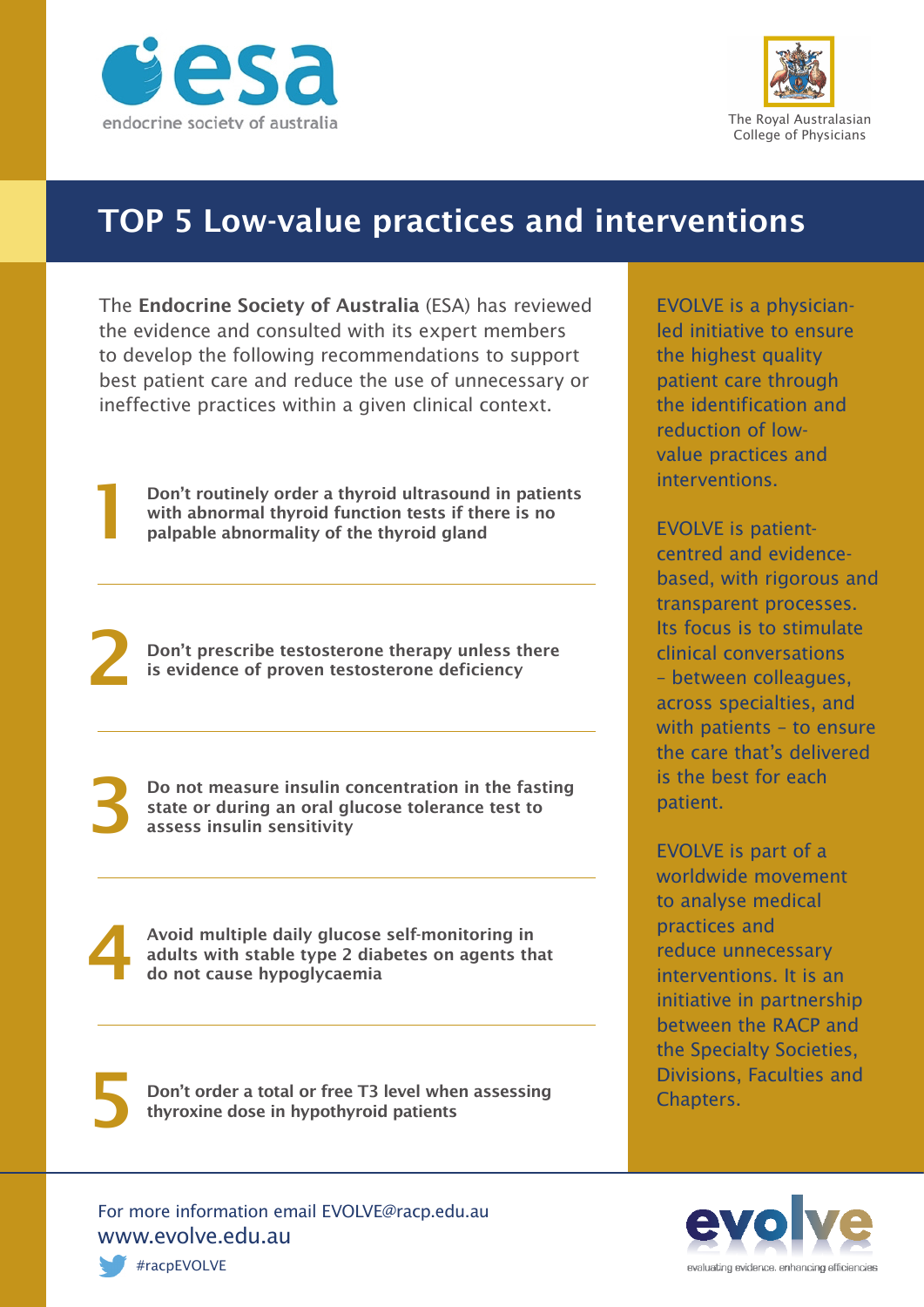endocrine society of australia

The Royal Australasian College of Physicians

# TOP 5 Low-value practices and interventions

The **Endocrine Society of Australia** (ESA) has reviewed the evidence and consulted with its expert members to develop the following recommendations to support best patient care and reduce the use of unnecessary or ineffective practices within a given clinical context.

**1** **Don't routinely order a thyroid ultrasound in patients with abnormal thyroid function tests if there is no palpable abnormality of the thyroid gland**

**2** **Don't prescribe testosterone therapy unless there is evidence of proven testosterone deficiency**

**3** **Do not measure insulin concentration in the fasting state or during an oral glucose tolerance test to assess insulin sensitivity**

**4** **Avoid multiple daily glucose self-monitoring in adults with stable type 2 diabetes on agents that do not cause hypoglycaemia**

**5** **Don't order a total or free T3 level when assessing thyroxine dose in hypothyroid patients**

EVOLVE is a physician-led initiative to ensure the highest quality patient care through the identification and reduction of low-value practices and interventions.

EVOLVE is patient-centred and evidence-based, with rigorous and transparent processes. Its focus is to stimulate clinical conversations – between colleagues, across specialties, and with patients – to ensure the care that's delivered is the best for each patient.

EVOLVE is part of a worldwide movement to analyse medical practices and reduce unnecessary interventions. It is an initiative in partnership between the RACP and the Specialty Societies, Divisions, Faculties and Chapters.

For more information email EVOLVE@racp.edu.au
www.evolve.edu.au
#racpEVOLVE

evolve – evaluating evidence. enhancing efficiencies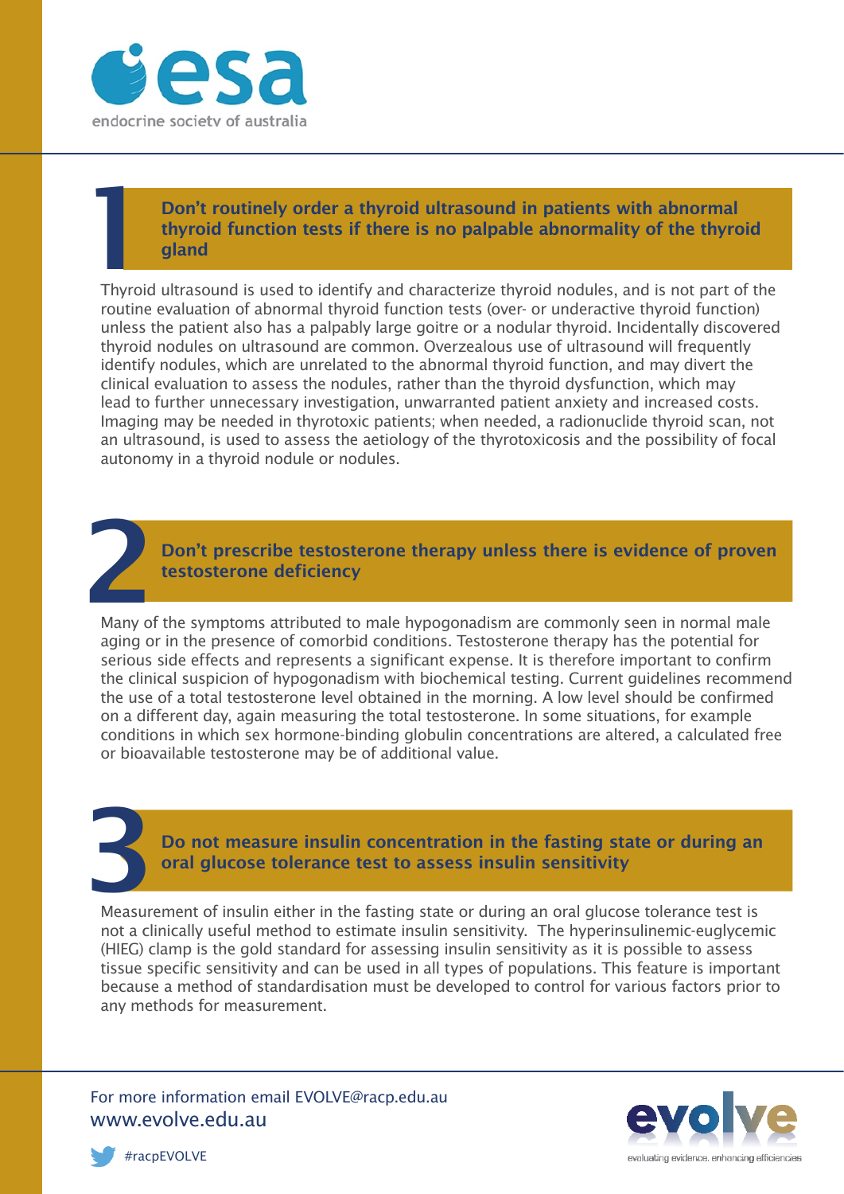endocrine society of australia

## 1 Don't routinely order a thyroid ultrasound in patients with abnormal thyroid function tests if there is no palpable abnormality of the thyroid gland

Thyroid ultrasound is used to identify and characterize thyroid nodules, and is not part of the routine evaluation of abnormal thyroid function tests (over- or underactive thyroid function) unless the patient also has a palpably large goitre or a nodular thyroid. Incidentally discovered thyroid nodules on ultrasound are common. Overzealous use of ultrasound will frequently identify nodules, which are unrelated to the abnormal thyroid function, and may divert the clinical evaluation to assess the nodules, rather than the thyroid dysfunction, which may lead to further unnecessary investigation, unwarranted patient anxiety and increased costs. Imaging may be needed in thyrotoxic patients; when needed, a radionuclide thyroid scan, not an ultrasound, is used to assess the aetiology of the thyrotoxicosis and the possibility of focal autonomy in a thyroid nodule or nodules.

## 2 Don't prescribe testosterone therapy unless there is evidence of proven testosterone deficiency

Many of the symptoms attributed to male hypogonadism are commonly seen in normal male aging or in the presence of comorbid conditions. Testosterone therapy has the potential for serious side effects and represents a significant expense. It is therefore important to confirm the clinical suspicion of hypogonadism with biochemical testing. Current guidelines recommend the use of a total testosterone level obtained in the morning. A low level should be confirmed on a different day, again measuring the total testosterone. In some situations, for example conditions in which sex hormone-binding globulin concentrations are altered, a calculated free or bioavailable testosterone may be of additional value.

## 3 Do not measure insulin concentration in the fasting state or during an oral glucose tolerance test to assess insulin sensitivity

Measurement of insulin either in the fasting state or during an oral glucose tolerance test is not a clinically useful method to estimate insulin sensitivity. The hyperinsulinemic-euglycemic (HIEG) clamp is the gold standard for assessing insulin sensitivity as it is possible to assess tissue specific sensitivity and can be used in all types of populations. This feature is important because a method of standardisation must be developed to control for various factors prior to any methods for measurement.

For more information email EVOLVE@racp.edu.au
www.evolve.edu.au

#racpEVOLVE

evolve — evaluating evidence. enhancing efficiencies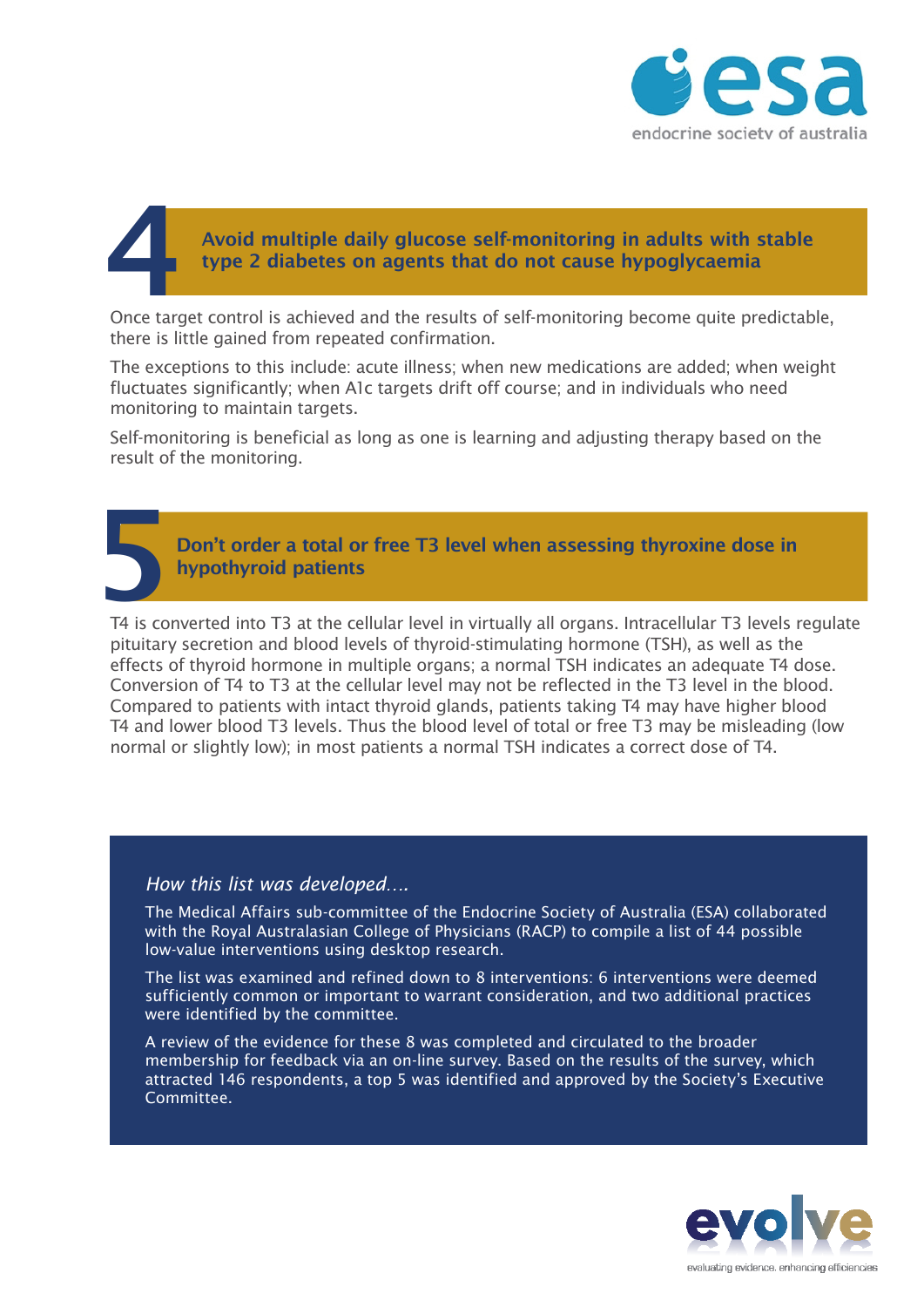## 4 Avoid multiple daily glucose self-monitoring in adults with stable type 2 diabetes on agents that do not cause hypoglycaemia

Once target control is achieved and the results of self-monitoring become quite predictable, there is little gained from repeated confirmation.

The exceptions to this include: acute illness; when new medications are added; when weight fluctuates significantly; when A1c targets drift off course; and in individuals who need monitoring to maintain targets.

Self-monitoring is beneficial as long as one is learning and adjusting therapy based on the result of the monitoring.

## 5 Don't order a total or free T3 level when assessing thyroxine dose in hypothyroid patients

T4 is converted into T3 at the cellular level in virtually all organs. Intracellular T3 levels regulate pituitary secretion and blood levels of thyroid-stimulating hormone (TSH), as well as the effects of thyroid hormone in multiple organs; a normal TSH indicates an adequate T4 dose. Conversion of T4 to T3 at the cellular level may not be reflected in the T3 level in the blood. Compared to patients with intact thyroid glands, patients taking T4 may have higher blood T4 and lower blood T3 levels. Thus the blood level of total or free T3 may be misleading (low normal or slightly low); in most patients a normal TSH indicates a correct dose of T4.

*How this list was developed….*

The Medical Affairs sub-committee of the Endocrine Society of Australia (ESA) collaborated with the Royal Australasian College of Physicians (RACP) to compile a list of 44 possible low-value interventions using desktop research.

The list was examined and refined down to 8 interventions: 6 interventions were deemed sufficiently common or important to warrant consideration, and two additional practices were identified by the committee.

A review of the evidence for these 8 was completed and circulated to the broader membership for feedback via an on-line survey. Based on the results of the survey, which attracted 146 respondents, a top 5 was identified and approved by the Society's Executive Committee.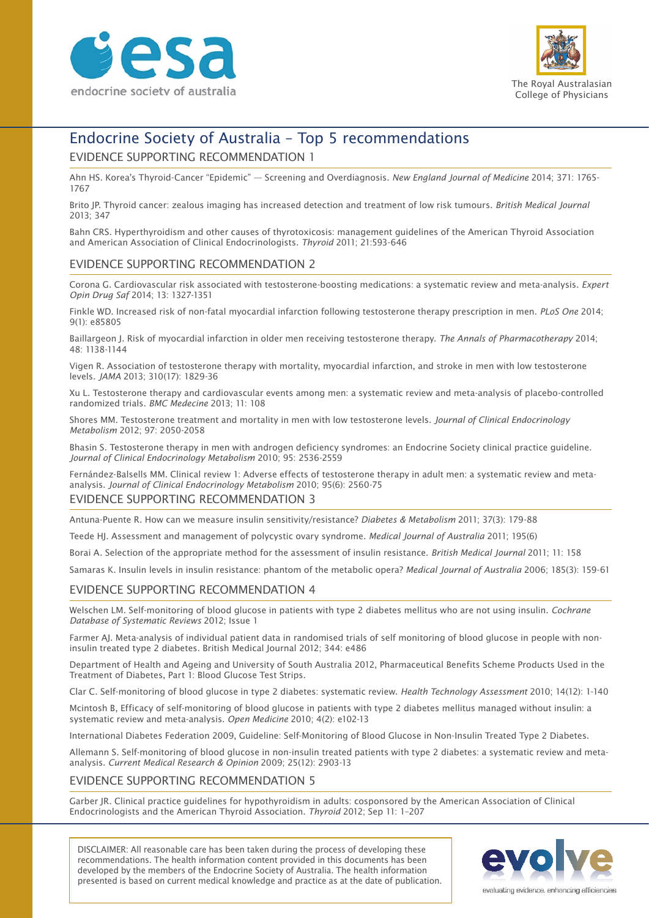endocrine society of australia

The Royal Australasian College of Physicians

# Endocrine Society of Australia – Top 5 recommendations

## EVIDENCE SUPPORTING RECOMMENDATION 1

Ahn HS. Korea's Thyroid-Cancer "Epidemic" — Screening and Overdiagnosis. *New England Journal of Medicine* 2014; 371: 1765-1767

Brito JP. Thyroid cancer: zealous imaging has increased detection and treatment of low risk tumours. *British Medical Journal* 2013; 347

Bahn CRS. Hyperthyroidism and other causes of thyrotoxicosis: management guidelines of the American Thyroid Association and American Association of Clinical Endocrinologists. *Thyroid* 2011; 21:593-646

## EVIDENCE SUPPORTING RECOMMENDATION 2

Corona G. Cardiovascular risk associated with testosterone-boosting medications: a systematic review and meta-analysis. *Expert Opin Drug Saf* 2014; 13: 1327-1351

Finkle WD. Increased risk of non-fatal myocardial infarction following testosterone therapy prescription in men. *PLoS One* 2014; 9(1): e85805

Baillargeon J. Risk of myocardial infarction in older men receiving testosterone therapy. *The Annals of Pharmacotherapy* 2014; 48: 1138-1144

Vigen R. Association of testosterone therapy with mortality, myocardial infarction, and stroke in men with low testosterone levels. *JAMA* 2013; 310(17): 1829-36

Xu L. Testosterone therapy and cardiovascular events among men: a systematic review and meta-analysis of placebo-controlled randomized trials. *BMC Medecine* 2013; 11: 108

Shores MM. Testosterone treatment and mortality in men with low testosterone levels. *Journal of Clinical Endocrinology Metabolism* 2012; 97: 2050-2058

Bhasin S. Testosterone therapy in men with androgen deficiency syndromes: an Endocrine Society clinical practice guideline. *Journal of Clinical Endocrinology Metabolism* 2010; 95: 2536-2559

Fernández-Balsells MM. Clinical review 1: Adverse effects of testosterone therapy in adult men: a systematic review and meta-analysis. *Journal of Clinical Endocrinology Metabolism* 2010; 95(6): 2560-75

## EVIDENCE SUPPORTING RECOMMENDATION 3

Antuna-Puente R. How can we measure insulin sensitivity/resistance? *Diabetes & Metabolism* 2011; 37(3): 179-88

Teede HJ. Assessment and management of polycystic ovary syndrome. *Medical Journal of Australia* 2011; 195(6)

Borai A. Selection of the appropriate method for the assessment of insulin resistance. *British Medical Journal* 2011; 11: 158

Samaras K. Insulin levels in insulin resistance: phantom of the metabolic opera? *Medical Journal of Australia* 2006; 185(3): 159-61

## EVIDENCE SUPPORTING RECOMMENDATION 4

Welschen LM. Self-monitoring of blood glucose in patients with type 2 diabetes mellitus who are not using insulin. *Cochrane Database of Systematic Reviews* 2012; Issue 1

Farmer AJ. Meta-analysis of individual patient data in randomised trials of self monitoring of blood glucose in people with non-insulin treated type 2 diabetes. British Medical Journal 2012; 344: e486

Department of Health and Ageing and University of South Australia 2012, Pharmaceutical Benefits Scheme Products Used in the Treatment of Diabetes, Part 1: Blood Glucose Test Strips.

Clar C. Self-monitoring of blood glucose in type 2 diabetes: systematic review. *Health Technology Assessment* 2010; 14(12): 1-140

Mcintosh B, Efficacy of self-monitoring of blood glucose in patients with type 2 diabetes mellitus managed without insulin: a systematic review and meta-analysis. *Open Medicine* 2010; 4(2): e102-13

International Diabetes Federation 2009, Guideline: Self-Monitoring of Blood Glucose in Non-Insulin Treated Type 2 Diabetes.

Allemann S. Self-monitoring of blood glucose in non-insulin treated patients with type 2 diabetes: a systematic review and meta-analysis. *Current Medical Research & Opinion* 2009; 25(12): 2903-13

## EVIDENCE SUPPORTING RECOMMENDATION 5

Garber JR. Clinical practice guidelines for hypothyroidism in adults: cosponsored by the American Association of Clinical Endocrinologists and the American Thyroid Association. *Thyroid* 2012; Sep 11: 1–207

DISCLAIMER: All reasonable care has been taken during the process of developing these recommendations. The health information content provided in this documents has been developed by the members of the Endocrine Society of Australia. The health information presented is based on current medical knowledge and practice as at the date of publication.

evolve — evaluating evidence, enhancing efficiencies